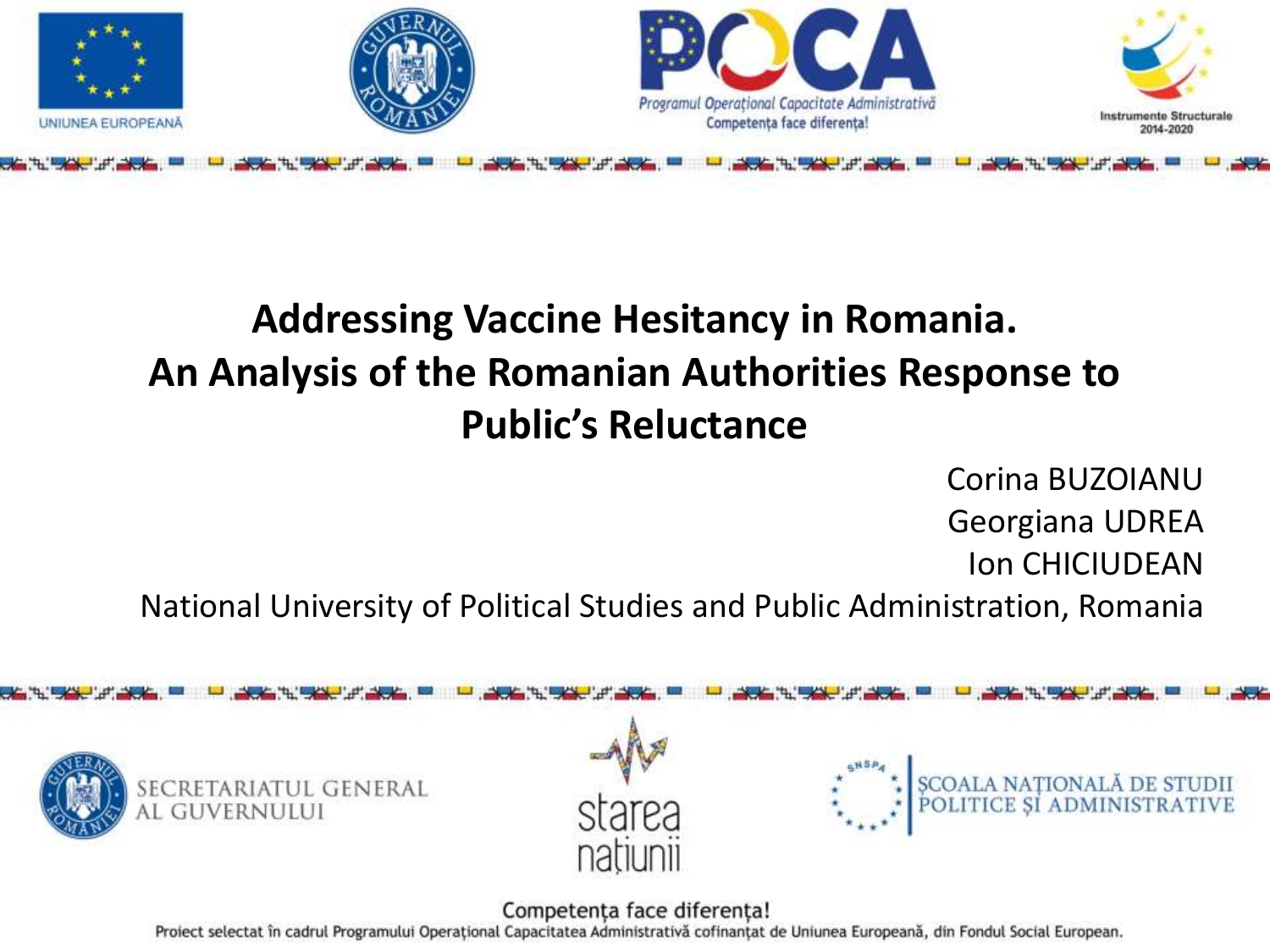UNIUNEA EUROPEANĂ

Programul Operațional Capacitate Administrativă
Competența face diferența!

Instrumente Structurale 2014-2020

# Addressing Vaccine Hesitancy in Romania. An Analysis of the Romanian Authorities Response to Public's Reluctance

Corina BUZOIANU
Georgiana UDREA
Ion CHICIUDEAN

National University of Political Studies and Public Administration, Romania

SECRETARIATUL GENERAL AL GUVERNULUI

starea națiunii

ȘCOALA NAȚIONALĂ DE STUDII POLITICE ȘI ADMINISTRATIVE

Competența face diferența!

Proiect selectat în cadrul Programului Operațional Capacitatea Administrativă cofinanțat de Uniunea Europeană, din Fondul Social European.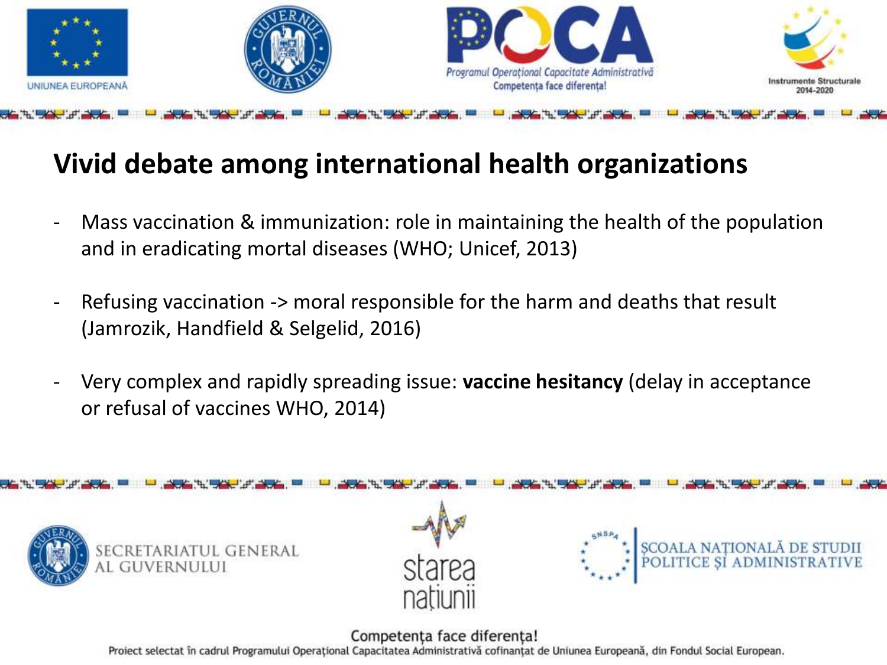# Vivid debate among international health organizations

- Mass vaccination & immunization: role in maintaining the health of the population and in eradicating mortal diseases (WHO; Unicef, 2013)
- Refusing vaccination -> moral responsible for the harm and deaths that result (Jamrozik, Handfield & Selgelid, 2016)
- Very complex and rapidly spreading issue: **vaccine hesitancy** (delay in acceptance or refusal of vaccines WHO, 2014)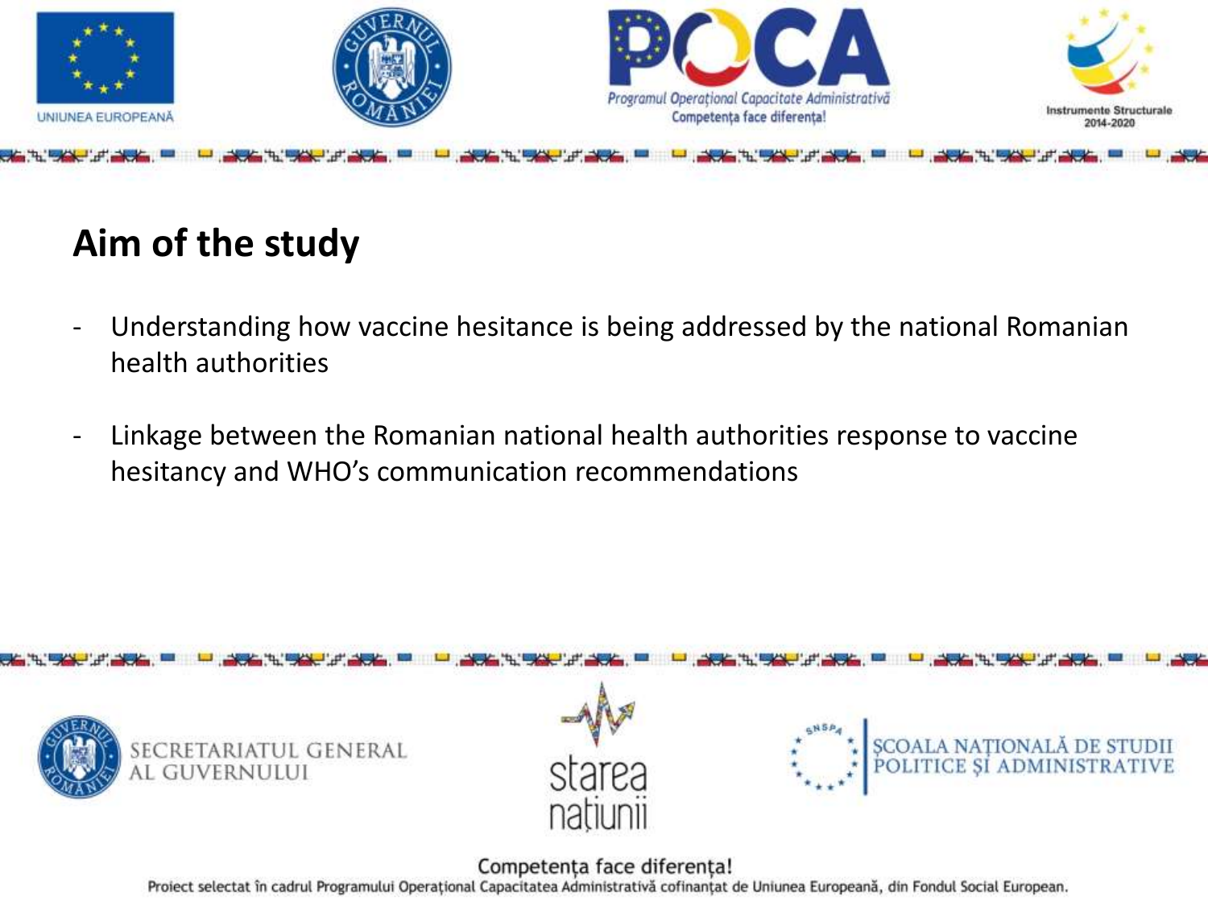## Aim of the study

- Understanding how vaccine hesitance is being addressed by the national Romanian health authorities
- Linkage between the Romanian national health authorities response to vaccine hesitancy and WHO's communication recommendations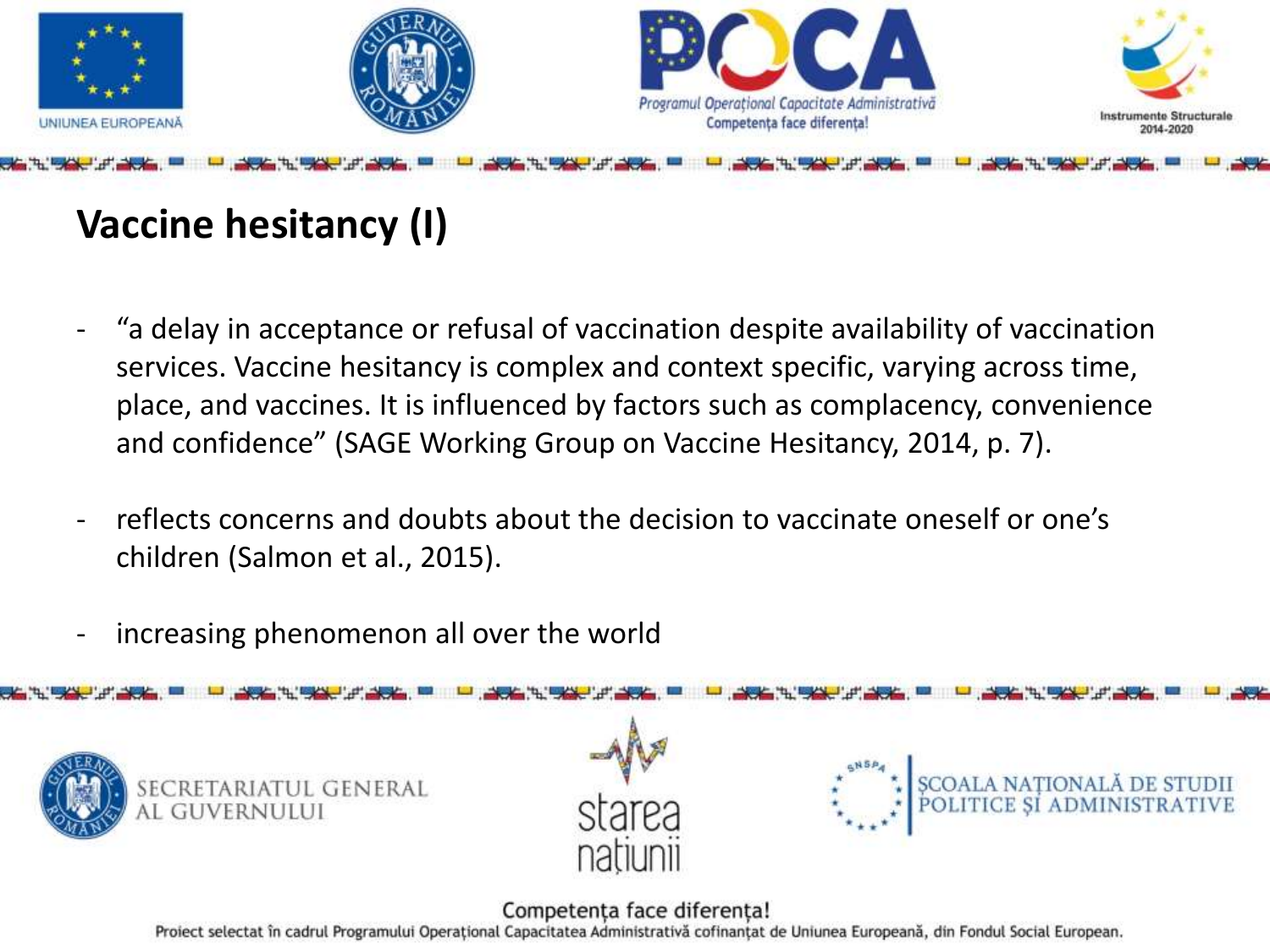# Vaccine hesitancy (I)

- “a delay in acceptance or refusal of vaccination despite availability of vaccination services. Vaccine hesitancy is complex and context specific, varying across time, place, and vaccines. It is influenced by factors such as complacency, convenience and confidence” (SAGE Working Group on Vaccine Hesitancy, 2014, p. 7).

- reflects concerns and doubts about the decision to vaccinate oneself or one’s children (Salmon et al., 2015).

- increasing phenomenon all over the world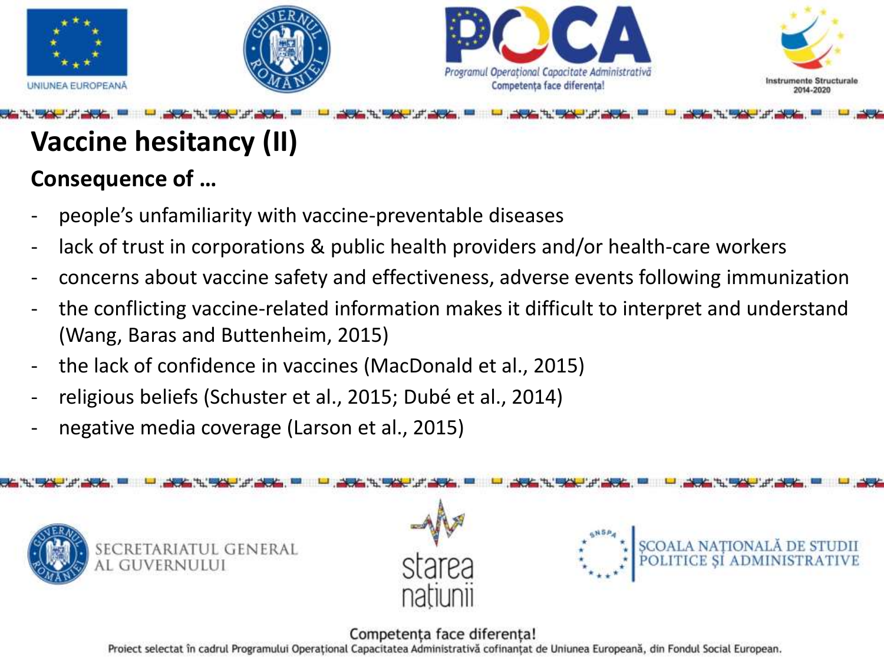# Vaccine hesitancy (II)

## Consequence of …

- people's unfamiliarity with vaccine-preventable diseases
- lack of trust in corporations & public health providers and/or health-care workers
- concerns about vaccine safety and effectiveness, adverse events following immunization
- the conflicting vaccine-related information makes it difficult to interpret and understand (Wang, Baras and Buttenheim, 2015)
- the lack of confidence in vaccines (MacDonald et al., 2015)
- religious beliefs (Schuster et al., 2015; Dubé et al., 2014)
- negative media coverage (Larson et al., 2015)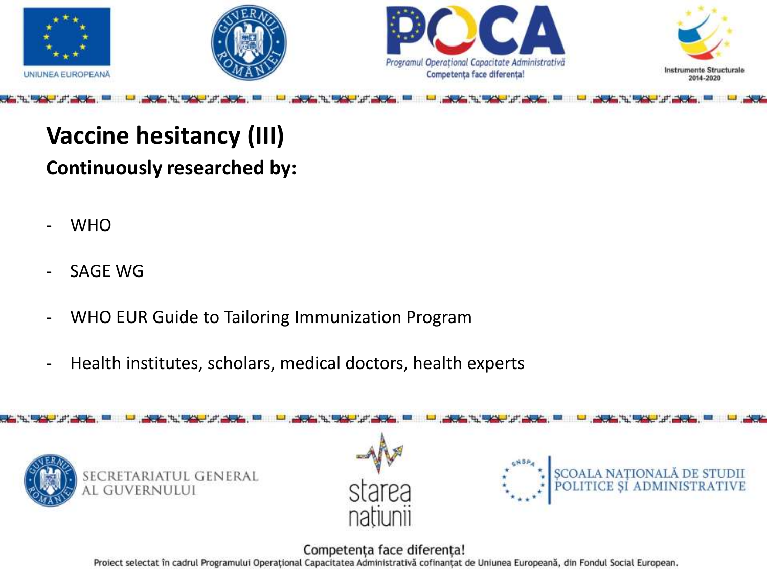## Vaccine hesitancy (III)

### Continuously researched by:

- WHO
- SAGE WG
- WHO EUR Guide to Tailoring Immunization Program
- Health institutes, scholars, medical doctors, health experts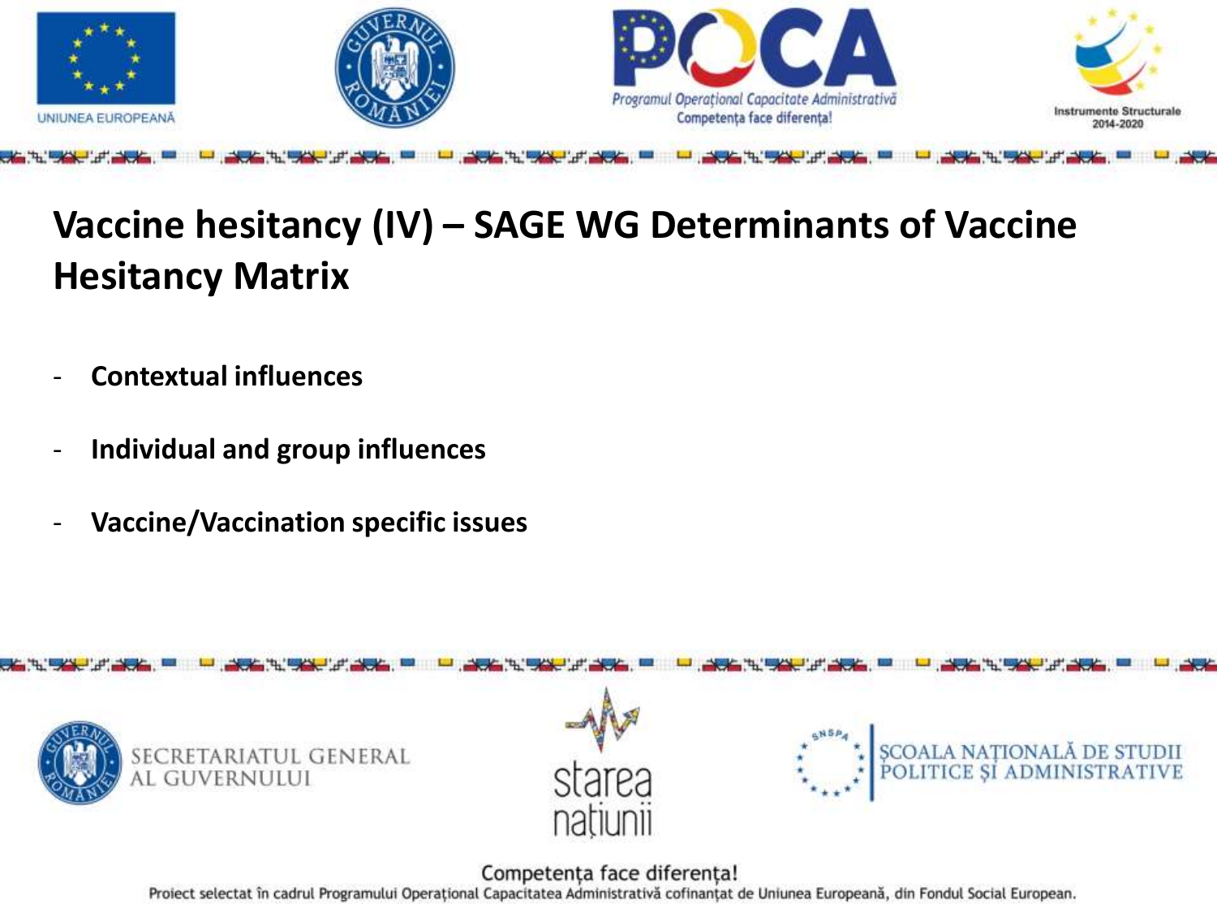# Vaccine hesitancy (IV) – SAGE WG Determinants of Vaccine Hesitancy Matrix

- **Contextual influences**
- **Individual and group influences**
- **Vaccine/Vaccination specific issues**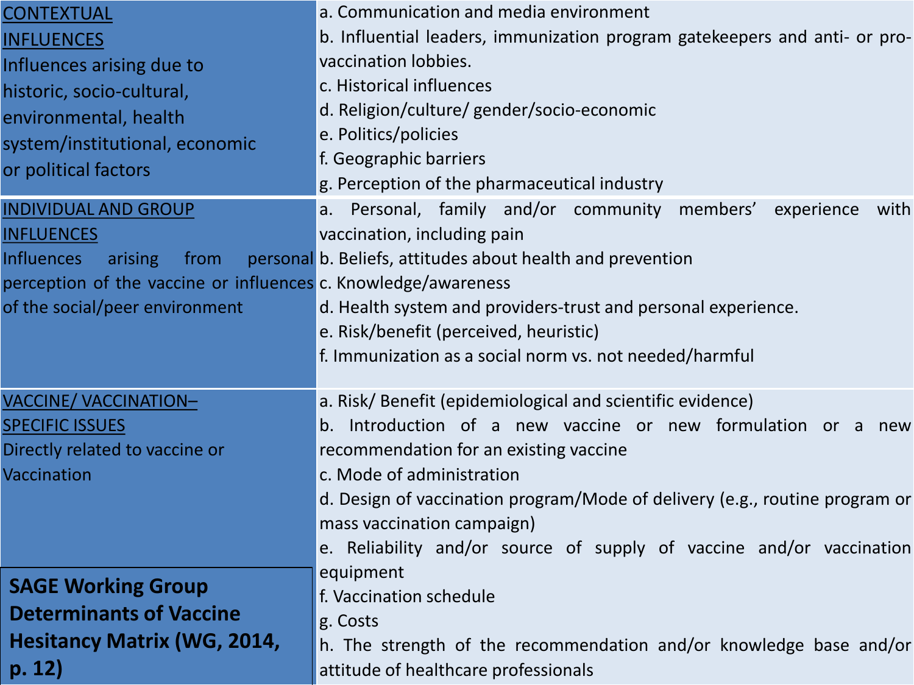| | |
|---|---|
| <u>CONTEXTUAL INFLUENCES</u><br>Influences arising due to historic, socio-cultural, environmental, health system/institutional, economic or political factors | a. Communication and media environment<br>b. Influential leaders, immunization program gatekeepers and anti- or pro-vaccination lobbies.<br>c. Historical influences<br>d. Religion/culture/ gender/socio-economic<br>e. Politics/policies<br>f. Geographic barriers<br>g. Perception of the pharmaceutical industry |
| <u>INDIVIDUAL AND GROUP INFLUENCES</u><br>Influences arising from personal perception of the vaccine or influences of the social/peer environment | a. Personal, family and/or community members' experience with vaccination, including pain<br>b. Beliefs, attitudes about health and prevention<br>c. Knowledge/awareness<br>d. Health system and providers-trust and personal experience.<br>e. Risk/benefit (perceived, heuristic)<br>f. Immunization as a social norm vs. not needed/harmful |
| <u>VACCINE/ VACCINATION– SPECIFIC ISSUES</u><br>Directly related to vaccine or Vaccination | a. Risk/ Benefit (epidemiological and scientific evidence)<br>b. Introduction of a new vaccine or new formulation or a new recommendation for an existing vaccine<br>c. Mode of administration<br>d. Design of vaccination program/Mode of delivery (e.g., routine program or mass vaccination campaign)<br>e. Reliability and/or source of supply of vaccine and/or vaccination equipment<br>f. Vaccination schedule<br>g. Costs<br>h. The strength of the recommendation and/or knowledge base and/or attitude of healthcare professionals |

**SAGE Working Group Determinants of Vaccine Hesitancy Matrix (WG, 2014, p. 12)**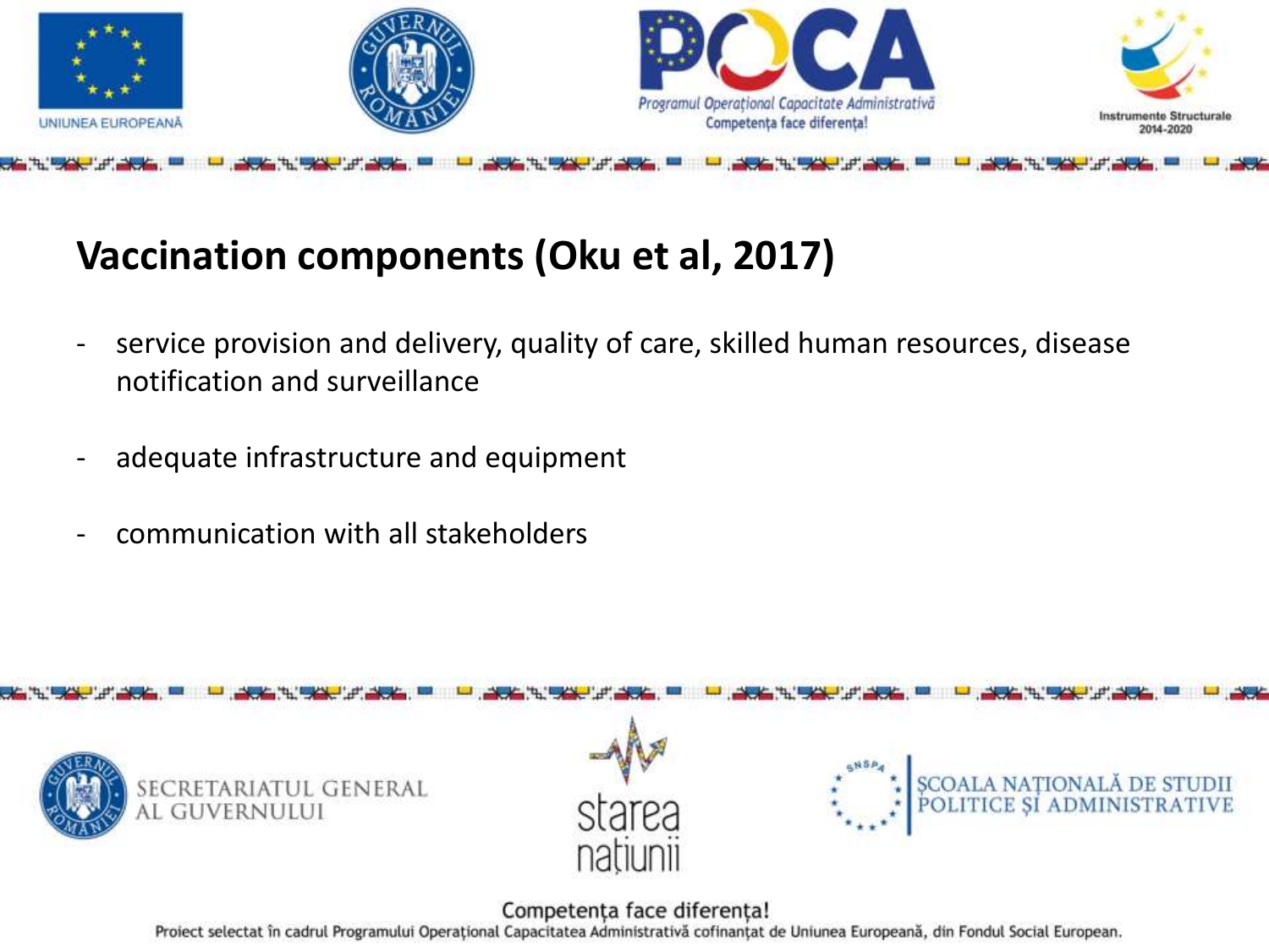# Vaccination components (Oku et al, 2017)

- service provision and delivery, quality of care, skilled human resources, disease notification and surveillance
- adequate infrastructure and equipment
- communication with all stakeholders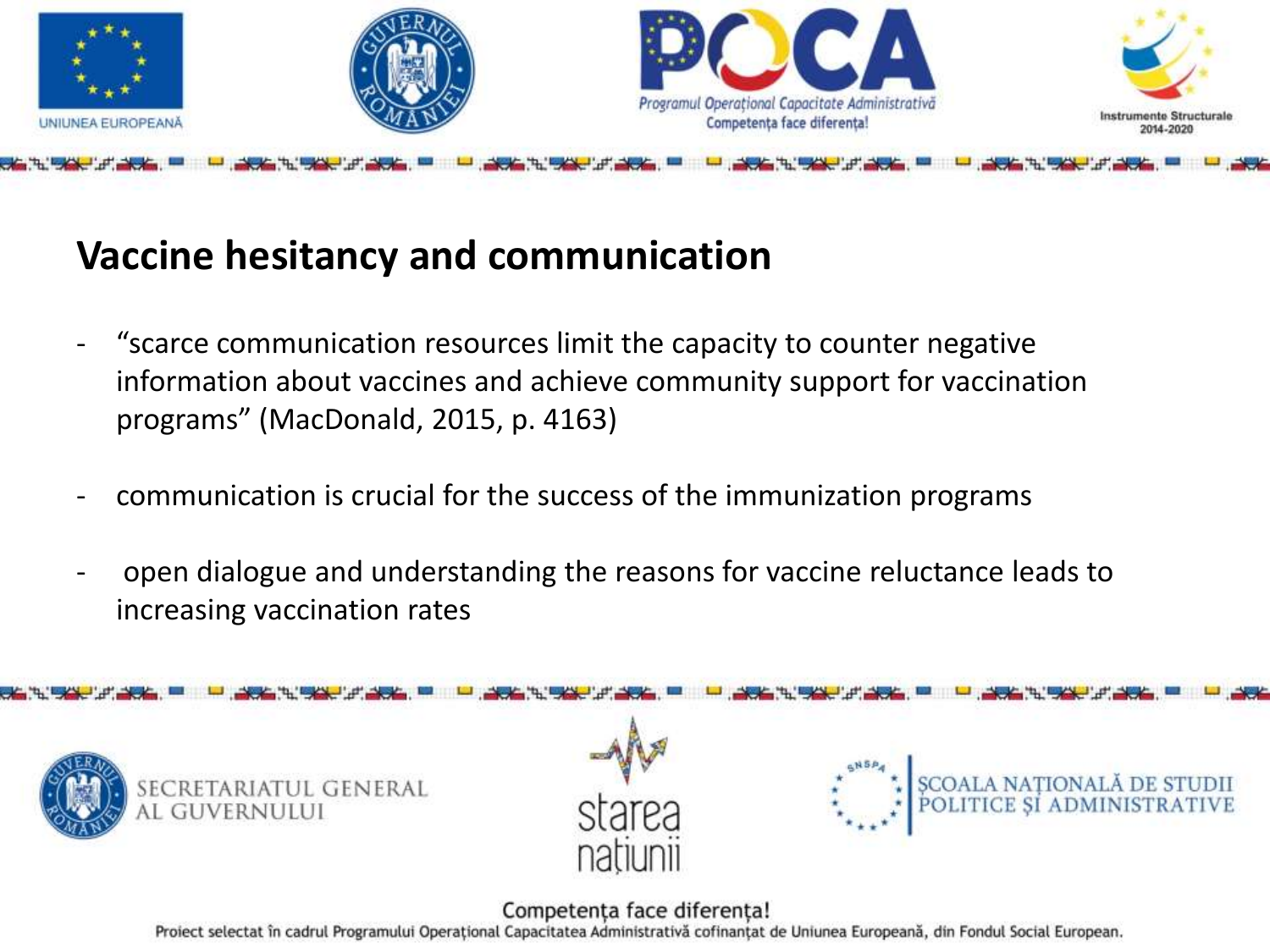## Vaccine hesitancy and communication

- "scarce communication resources limit the capacity to counter negative information about vaccines and achieve community support for vaccination programs" (MacDonald, 2015, p. 4163)

- communication is crucial for the success of the immunization programs

- open dialogue and understanding the reasons for vaccine reluctance leads to increasing vaccination rates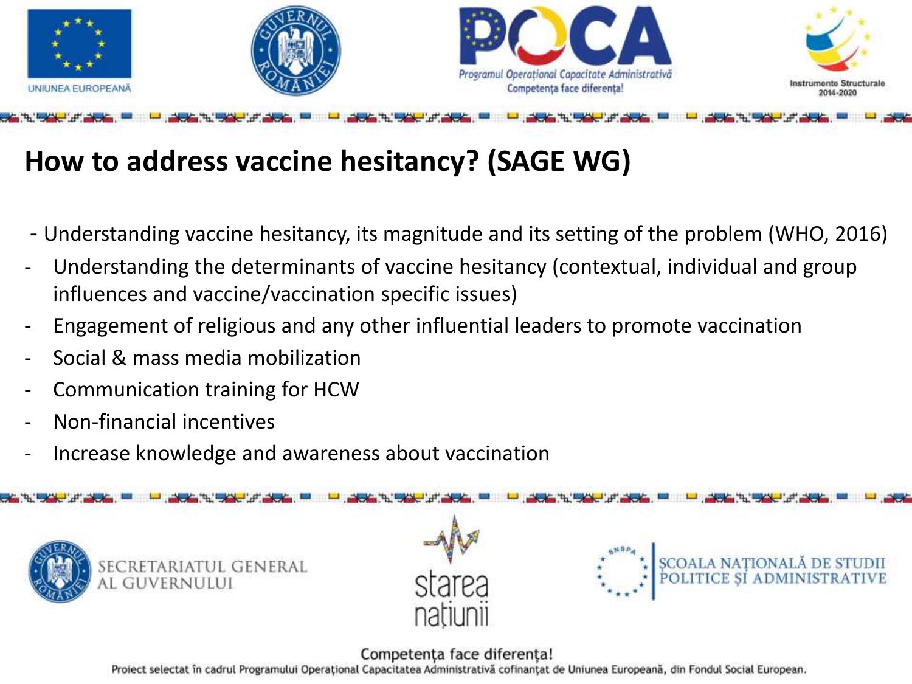# How to address vaccine hesitancy? (SAGE WG)

- Understanding vaccine hesitancy, its magnitude and its setting of the problem (WHO, 2016)
- Understanding the determinants of vaccine hesitancy (contextual, individual and group influences and vaccine/vaccination specific issues)
- Engagement of religious and any other influential leaders to promote vaccination
- Social & mass media mobilization
- Communication training for HCW
- Non-financial incentives
- Increase knowledge and awareness about vaccination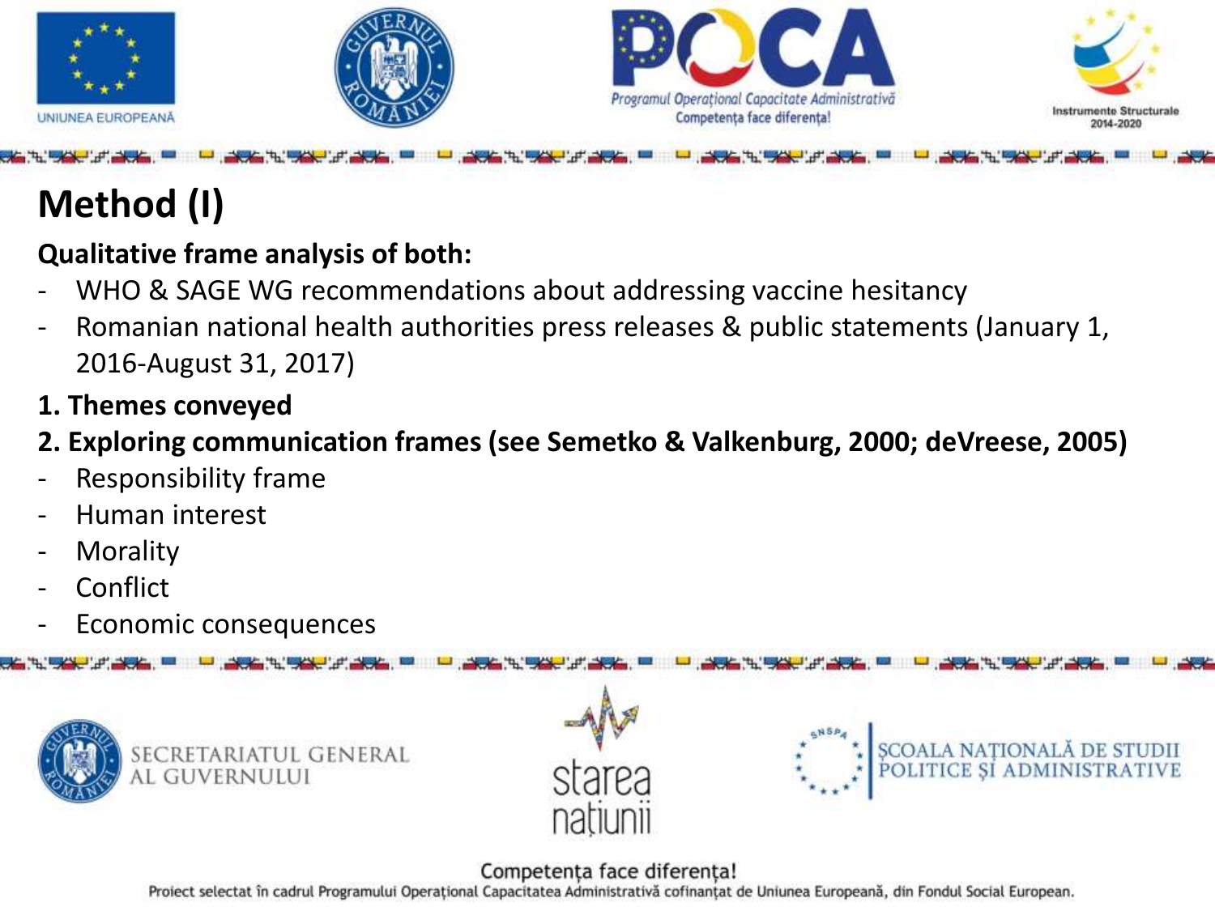# Method (I)

**Qualitative frame analysis of both:**

- WHO & SAGE WG recommendations about addressing vaccine hesitancy
- Romanian national health authorities press releases & public statements (January 1, 2016-August 31, 2017)

**1. Themes conveyed**

**2. Exploring communication frames (see Semetko & Valkenburg, 2000; deVreese, 2005)**

- Responsibility frame
- Human interest
- Morality
- Conflict
- Economic consequences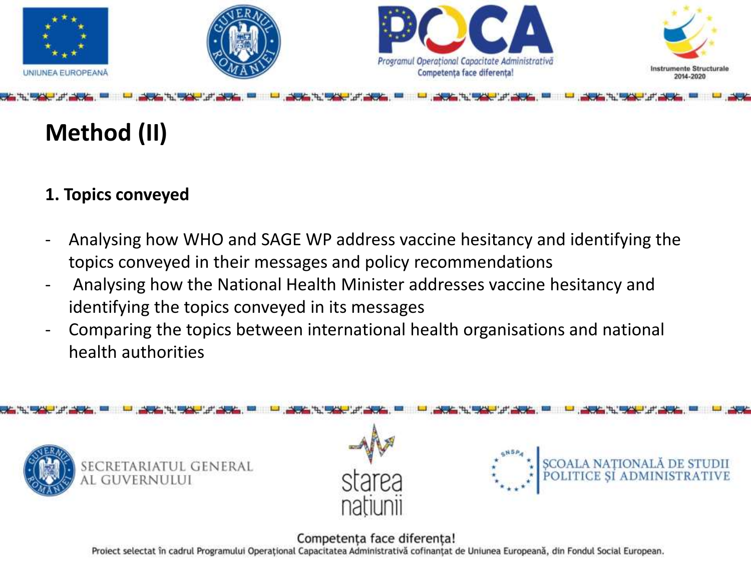# Method (II)

**1. Topics conveyed**

- Analysing how WHO and SAGE WP address vaccine hesitancy and identifying the topics conveyed in their messages and policy recommendations
- Analysing how the National Health Minister addresses vaccine hesitancy and identifying the topics conveyed in its messages
- Comparing the topics between international health organisations and national health authorities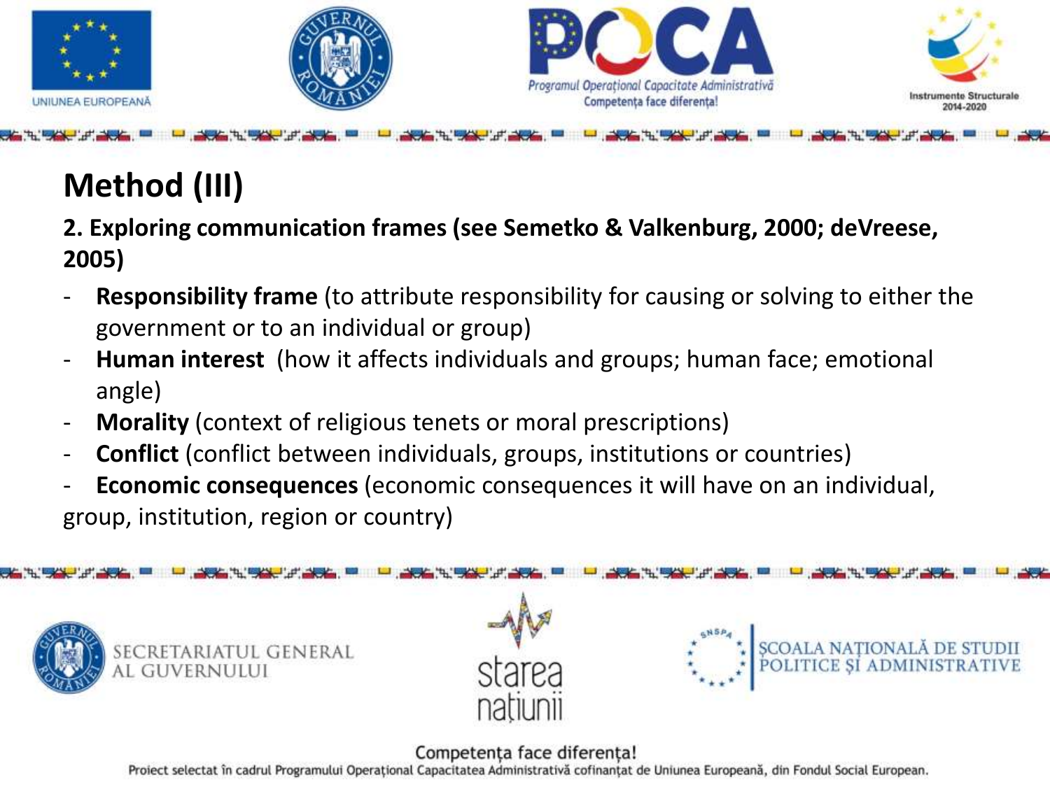# Method (III)

**2. Exploring communication frames (see Semetko & Valkenburg, 2000; deVreese, 2005)**

- **Responsibility frame** (to attribute responsibility for causing or solving to either the government or to an individual or group)
- **Human interest** (how it affects individuals and groups; human face; emotional angle)
- **Morality** (context of religious tenets or moral prescriptions)
- **Conflict** (conflict between individuals, groups, institutions or countries)
- **Economic consequences** (economic consequences it will have on an individual, group, institution, region or country)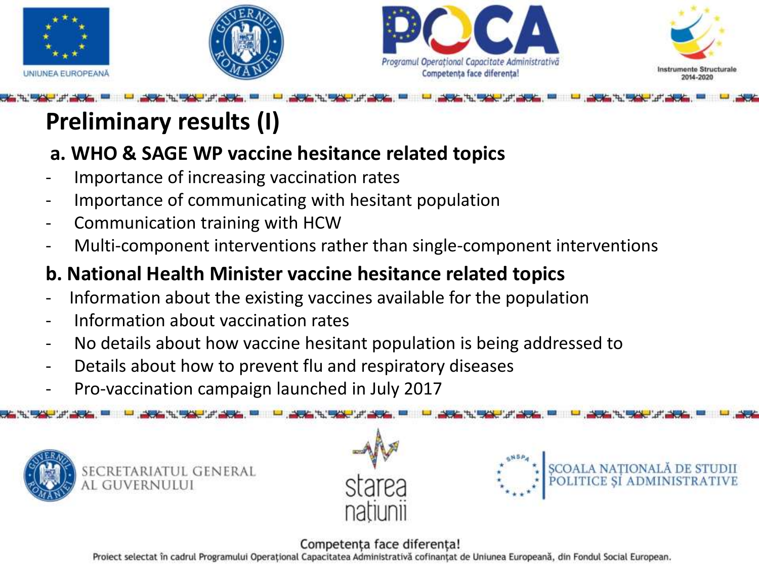# Preliminary results (I)

## a. WHO & SAGE WP vaccine hesitance related topics

- Importance of increasing vaccination rates
- Importance of communicating with hesitant population
- Communication training with HCW
- Multi-component interventions rather than single-component interventions

## b. National Health Minister vaccine hesitance related topics

- Information about the existing vaccines available for the population
- Information about vaccination rates
- No details about how vaccine hesitant population is being addressed to
- Details about how to prevent flu and respiratory diseases
- Pro-vaccination campaign launched in July 2017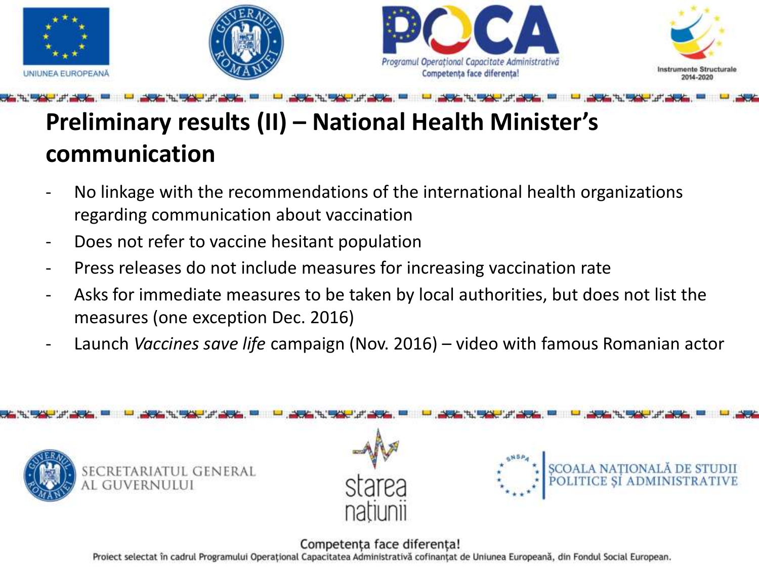# Preliminary results (II) – National Health Minister's communication

- No linkage with the recommendations of the international health organizations regarding communication about vaccination
- Does not refer to vaccine hesitant population
- Press releases do not include measures for increasing vaccination rate
- Asks for immediate measures to be taken by local authorities, but does not list the measures (one exception Dec. 2016)
- Launch *Vaccines save life* campaign (Nov. 2016) – video with famous Romanian actor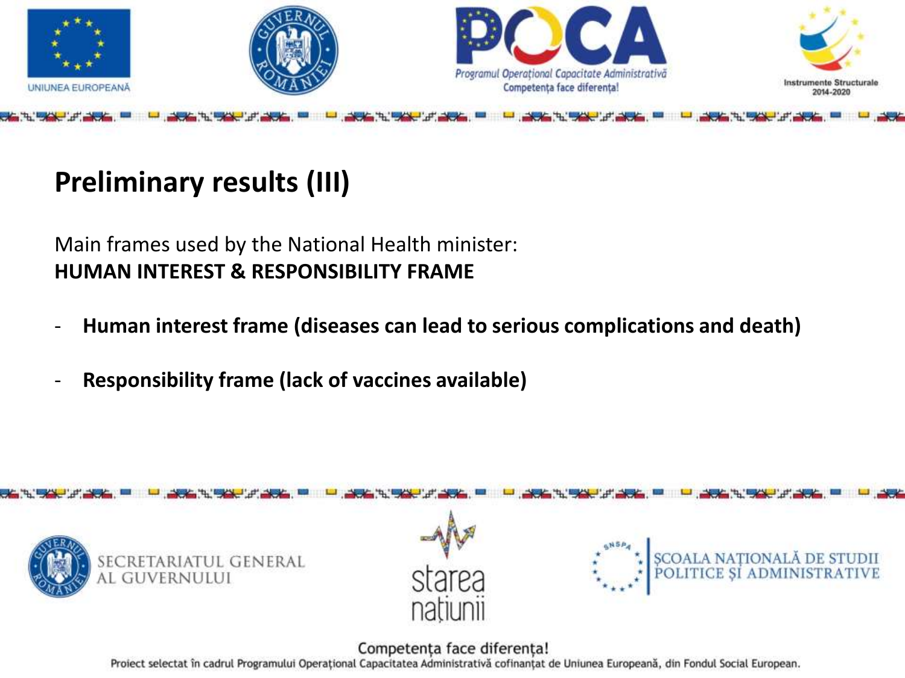# Preliminary results (III)

Main frames used by the National Health minister:
**HUMAN INTEREST & RESPONSIBILITY FRAME**

- **Human interest frame (diseases can lead to serious complications and death)**

- **Responsibility frame (lack of vaccines available)**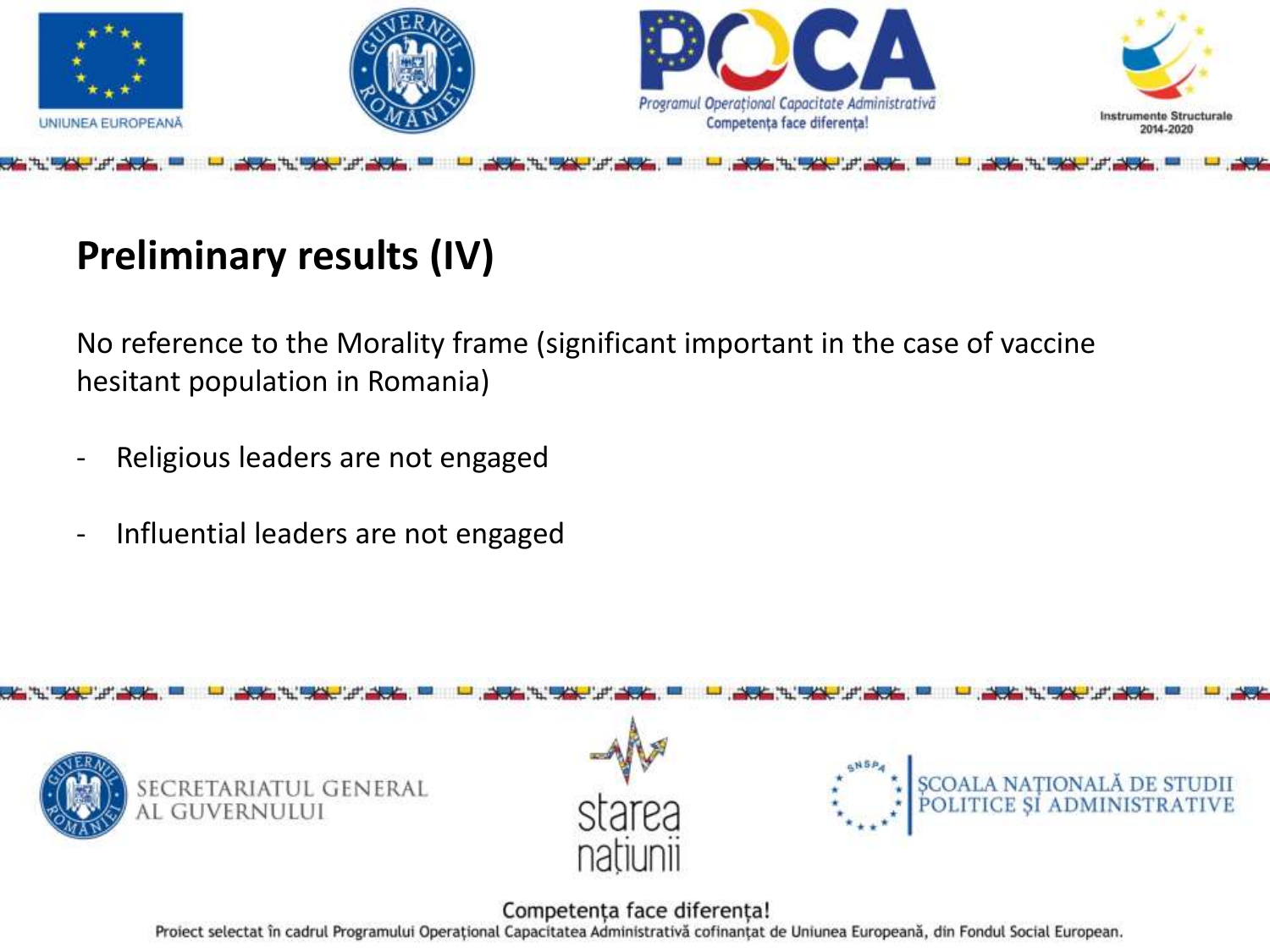## Preliminary results (IV)

No reference to the Morality frame (significant important in the case of vaccine hesitant population in Romania)

- Religious leaders are not engaged
- Influential leaders are not engaged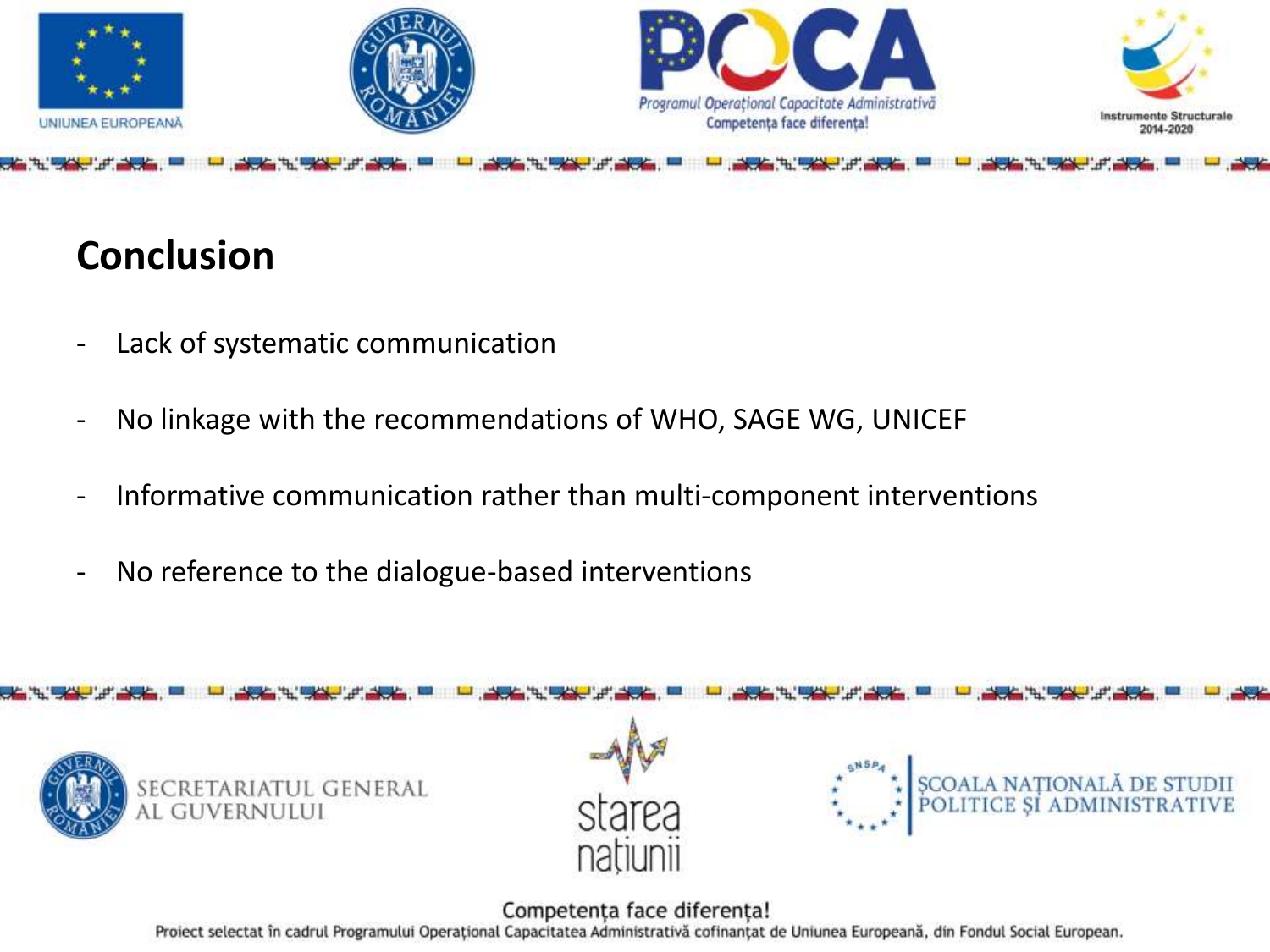## Conclusion

- Lack of systematic communication
- No linkage with the recommendations of WHO, SAGE WG, UNICEF
- Informative communication rather than multi-component interventions
- No reference to the dialogue-based interventions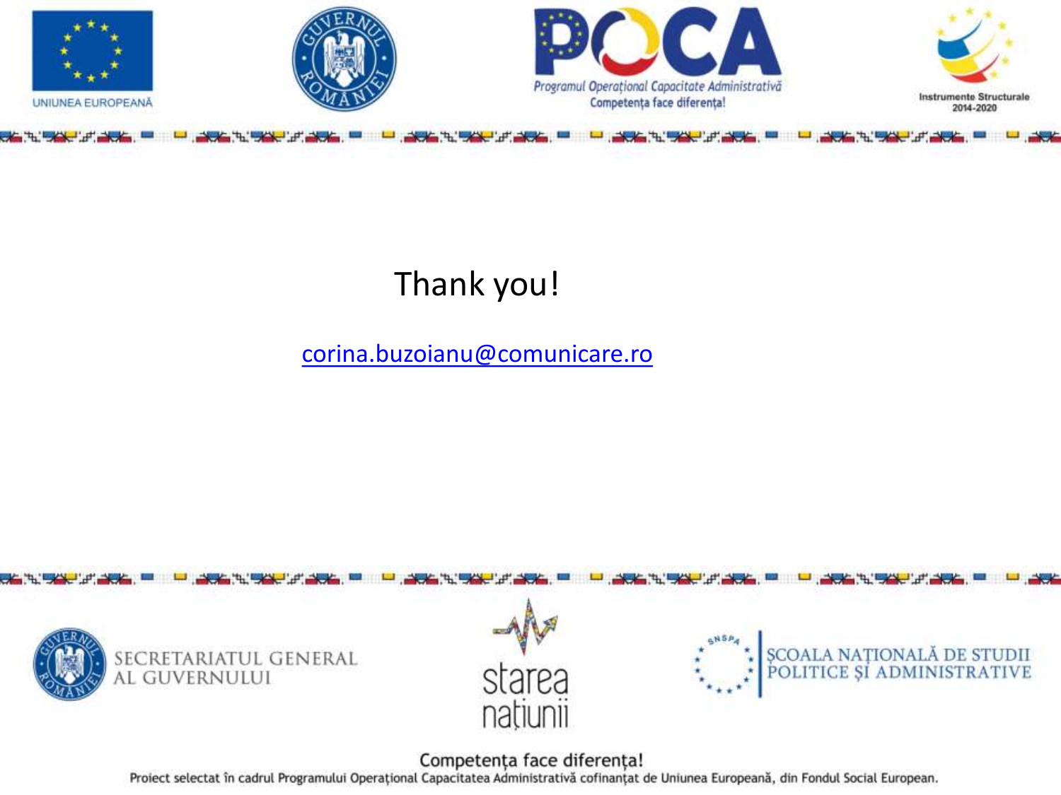UNIUNEA EUROPEANĂ

Programul Operațional Capacitate Administrativă
Competența face diferența!

Instrumente Structurale 2014-2020

Thank you!

corina.buzoianu@comunicare.ro

SECRETARIATUL GENERAL AL GUVERNULUI

starea națiunii

ȘCOALA NAȚIONALĂ DE STUDII POLITICE ȘI ADMINISTRATIVE

Competența face diferența!

Proiect selectat în cadrul Programului Operațional Capacitatea Administrativă cofinanțat de Uniunea Europeană, din Fondul Social European.